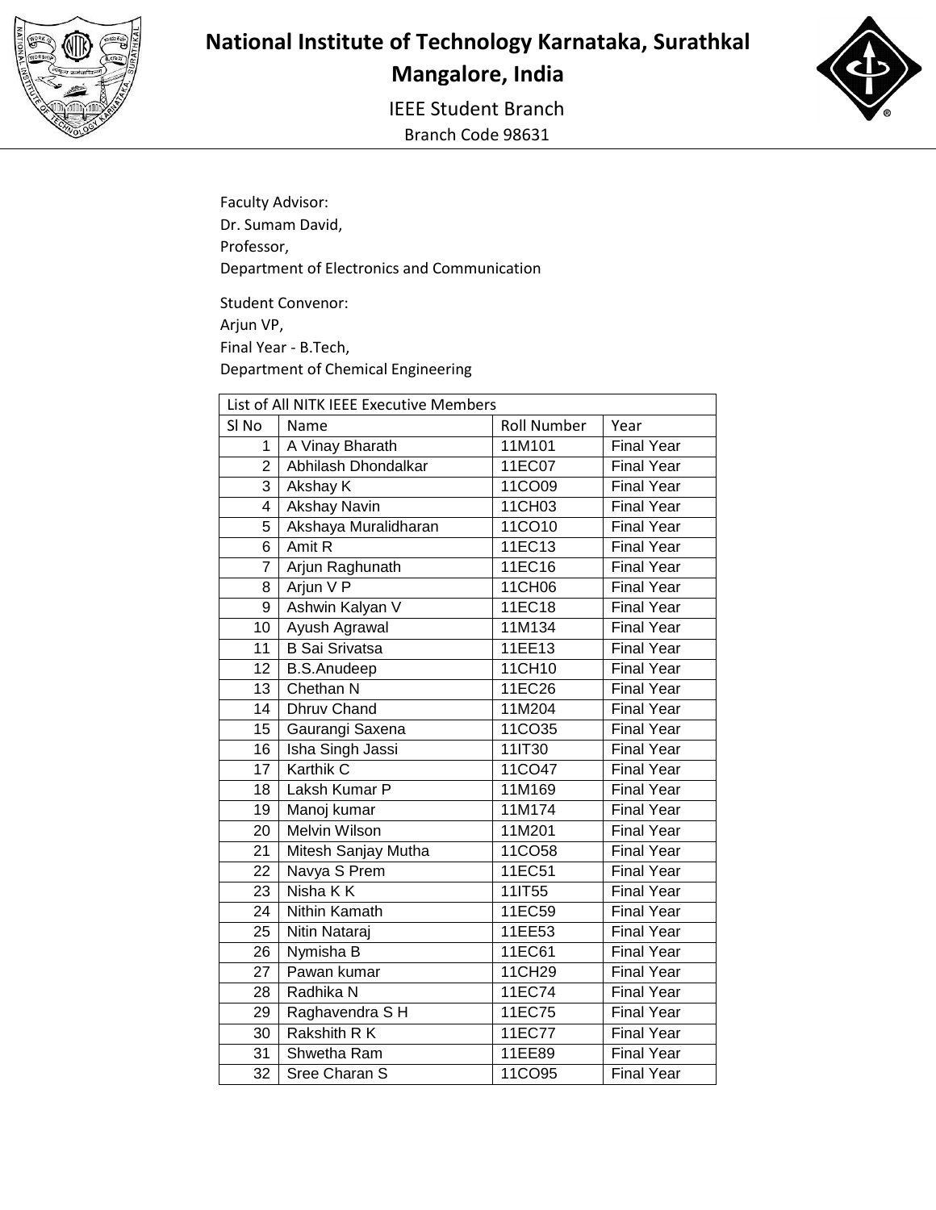# National Institute of Technology Karnataka, Surathkal

## Mangalore, India

IEEE Student Branch

Branch Code 98631

Faculty Advisor:
Dr. Sumam David,
Professor,
Department of Electronics and Communication

Student Convenor:
Arjun VP,
Final Year - B.Tech,
Department of Chemical Engineering

| List of All NITK IEEE Executive Members | | | |
|---|---|---|---|
| Sl No | Name | Roll Number | Year |
| 1 | A Vinay Bharath | 11M101 | Final Year |
| 2 | Abhilash Dhondalkar | 11EC07 | Final Year |
| 3 | Akshay K | 11CO09 | Final Year |
| 4 | Akshay Navin | 11CH03 | Final Year |
| 5 | Akshaya Muralidharan | 11CO10 | Final Year |
| 6 | Amit R | 11EC13 | Final Year |
| 7 | Arjun Raghunath | 11EC16 | Final Year |
| 8 | Arjun V P | 11CH06 | Final Year |
| 9 | Ashwin Kalyan V | 11EC18 | Final Year |
| 10 | Ayush Agrawal | 11M134 | Final Year |
| 11 | B Sai Srivatsa | 11EE13 | Final Year |
| 12 | B.S.Anudeep | 11CH10 | Final Year |
| 13 | Chethan N | 11EC26 | Final Year |
| 14 | Dhruv Chand | 11M204 | Final Year |
| 15 | Gaurangi Saxena | 11CO35 | Final Year |
| 16 | Isha Singh Jassi | 11IT30 | Final Year |
| 17 | Karthik C | 11CO47 | Final Year |
| 18 | Laksh Kumar P | 11M169 | Final Year |
| 19 | Manoj kumar | 11M174 | Final Year |
| 20 | Melvin Wilson | 11M201 | Final Year |
| 21 | Mitesh Sanjay Mutha | 11CO58 | Final Year |
| 22 | Navya S Prem | 11EC51 | Final Year |
| 23 | Nisha K K | 11IT55 | Final Year |
| 24 | Nithin Kamath | 11EC59 | Final Year |
| 25 | Nitin Nataraj | 11EE53 | Final Year |
| 26 | Nymisha B | 11EC61 | Final Year |
| 27 | Pawan kumar | 11CH29 | Final Year |
| 28 | Radhika N | 11EC74 | Final Year |
| 29 | Raghavendra S H | 11EC75 | Final Year |
| 30 | Rakshith R K | 11EC77 | Final Year |
| 31 | Shwetha Ram | 11EE89 | Final Year |
| 32 | Sree Charan S | 11CO95 | Final Year |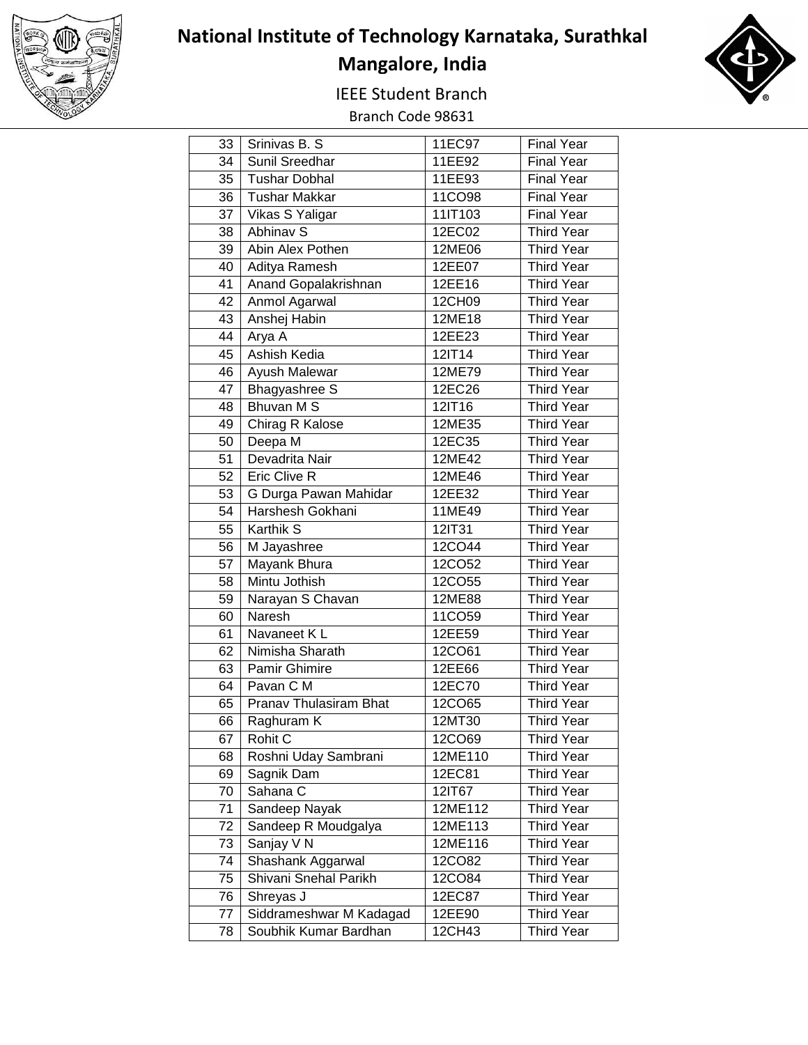| 33 | Srinivas B. S | 11EC97 | Final Year |
|---|---|---|---|
| 34 | Sunil Sreedhar | 11EE92 | Final Year |
| 35 | Tushar Dobhal | 11EE93 | Final Year |
| 36 | Tushar Makkar | 11CO98 | Final Year |
| 37 | Vikas S Yaligar | 11IT103 | Final Year |
| 38 | Abhinav S | 12EC02 | Third Year |
| 39 | Abin Alex Pothen | 12ME06 | Third Year |
| 40 | Aditya Ramesh | 12EE07 | Third Year |
| 41 | Anand Gopalakrishnan | 12EE16 | Third Year |
| 42 | Anmol Agarwal | 12CH09 | Third Year |
| 43 | Anshej Habin | 12ME18 | Third Year |
| 44 | Arya A | 12EE23 | Third Year |
| 45 | Ashish Kedia | 12IT14 | Third Year |
| 46 | Ayush Malewar | 12ME79 | Third Year |
| 47 | Bhagyashree S | 12EC26 | Third Year |
| 48 | Bhuvan M S | 12IT16 | Third Year |
| 49 | Chirag R Kalose | 12ME35 | Third Year |
| 50 | Deepa M | 12EC35 | Third Year |
| 51 | Devadrita Nair | 12ME42 | Third Year |
| 52 | Eric Clive R | 12ME46 | Third Year |
| 53 | G Durga Pawan Mahidar | 12EE32 | Third Year |
| 54 | Harshesh Gokhani | 11ME49 | Third Year |
| 55 | Karthik S | 12IT31 | Third Year |
| 56 | M Jayashree | 12CO44 | Third Year |
| 57 | Mayank Bhura | 12CO52 | Third Year |
| 58 | Mintu Jothish | 12CO55 | Third Year |
| 59 | Narayan S Chavan | 12ME88 | Third Year |
| 60 | Naresh | 11CO59 | Third Year |
| 61 | Navaneet K L | 12EE59 | Third Year |
| 62 | Nimisha Sharath | 12CO61 | Third Year |
| 63 | Pamir Ghimire | 12EE66 | Third Year |
| 64 | Pavan C M | 12EC70 | Third Year |
| 65 | Pranav Thulasiram Bhat | 12CO65 | Third Year |
| 66 | Raghuram K | 12MT30 | Third Year |
| 67 | Rohit C | 12CO69 | Third Year |
| 68 | Roshni Uday Sambrani | 12ME110 | Third Year |
| 69 | Sagnik Dam | 12EC81 | Third Year |
| 70 | Sahana C | 12IT67 | Third Year |
| 71 | Sandeep Nayak | 12ME112 | Third Year |
| 72 | Sandeep R Moudgalya | 12ME113 | Third Year |
| 73 | Sanjay V N | 12ME116 | Third Year |
| 74 | Shashank Aggarwal | 12CO82 | Third Year |
| 75 | Shivani Snehal Parikh | 12CO84 | Third Year |
| 76 | Shreyas J | 12EC87 | Third Year |
| 77 | Siddrameshwar M Kadagad | 12EE90 | Third Year |
| 78 | Soubhik Kumar Bardhan | 12CH43 | Third Year |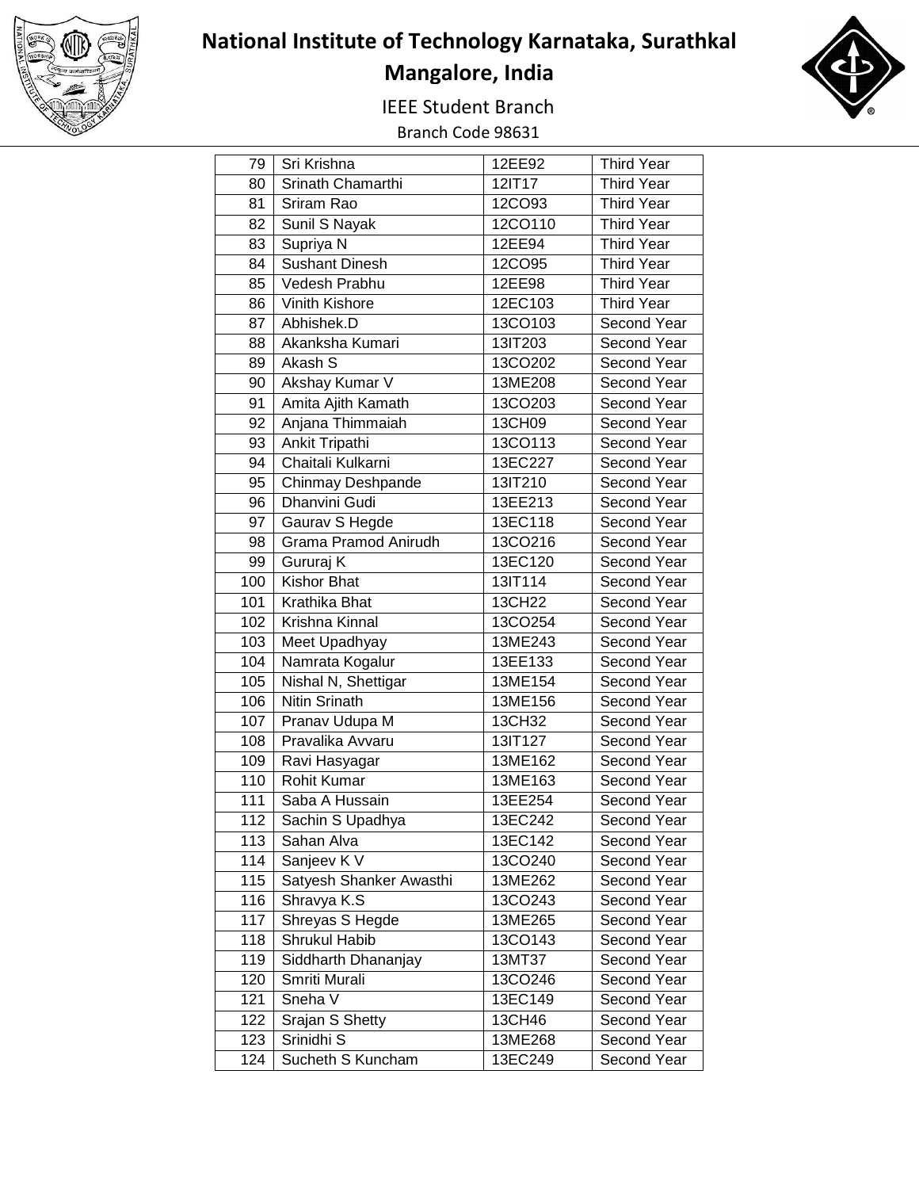| 79 | Sri Krishna | 12EE92 | Third Year |
|---|---|---|---|
| 80 | Srinath Chamarthi | 12IT17 | Third Year |
| 81 | Sriram Rao | 12CO93 | Third Year |
| 82 | Sunil S Nayak | 12CO110 | Third Year |
| 83 | Supriya N | 12EE94 | Third Year |
| 84 | Sushant Dinesh | 12CO95 | Third Year |
| 85 | Vedesh Prabhu | 12EE98 | Third Year |
| 86 | Vinith Kishore | 12EC103 | Third Year |
| 87 | Abhishek.D | 13CO103 | Second Year |
| 88 | Akanksha Kumari | 13IT203 | Second Year |
| 89 | Akash S | 13CO202 | Second Year |
| 90 | Akshay Kumar V | 13ME208 | Second Year |
| 91 | Amita Ajith Kamath | 13CO203 | Second Year |
| 92 | Anjana Thimmaiah | 13CH09 | Second Year |
| 93 | Ankit Tripathi | 13CO113 | Second Year |
| 94 | Chaitali Kulkarni | 13EC227 | Second Year |
| 95 | Chinmay Deshpande | 13IT210 | Second Year |
| 96 | Dhanvini Gudi | 13EE213 | Second Year |
| 97 | Gaurav S Hegde | 13EC118 | Second Year |
| 98 | Grama Pramod Anirudh | 13CO216 | Second Year |
| 99 | Gururaj K | 13EC120 | Second Year |
| 100 | Kishor Bhat | 13IT114 | Second Year |
| 101 | Krathika Bhat | 13CH22 | Second Year |
| 102 | Krishna Kinnal | 13CO254 | Second Year |
| 103 | Meet Upadhyay | 13ME243 | Second Year |
| 104 | Namrata Kogalur | 13EE133 | Second Year |
| 105 | Nishal N, Shettigar | 13ME154 | Second Year |
| 106 | Nitin Srinath | 13ME156 | Second Year |
| 107 | Pranav Udupa M | 13CH32 | Second Year |
| 108 | Pravalika Avvaru | 13IT127 | Second Year |
| 109 | Ravi Hasyagar | 13ME162 | Second Year |
| 110 | Rohit Kumar | 13ME163 | Second Year |
| 111 | Saba A Hussain | 13EE254 | Second Year |
| 112 | Sachin S Upadhya | 13EC242 | Second Year |
| 113 | Sahan Alva | 13EC142 | Second Year |
| 114 | Sanjeev K V | 13CO240 | Second Year |
| 115 | Satyesh Shanker Awasthi | 13ME262 | Second Year |
| 116 | Shravya K.S | 13CO243 | Second Year |
| 117 | Shreyas S Hegde | 13ME265 | Second Year |
| 118 | Shrukul Habib | 13CO143 | Second Year |
| 119 | Siddharth Dhananjay | 13MT37 | Second Year |
| 120 | Smriti Murali | 13CO246 | Second Year |
| 121 | Sneha V | 13EC149 | Second Year |
| 122 | Srajan S Shetty | 13CH46 | Second Year |
| 123 | Srinidhi S | 13ME268 | Second Year |
| 124 | Sucheth S Kuncham | 13EC249 | Second Year |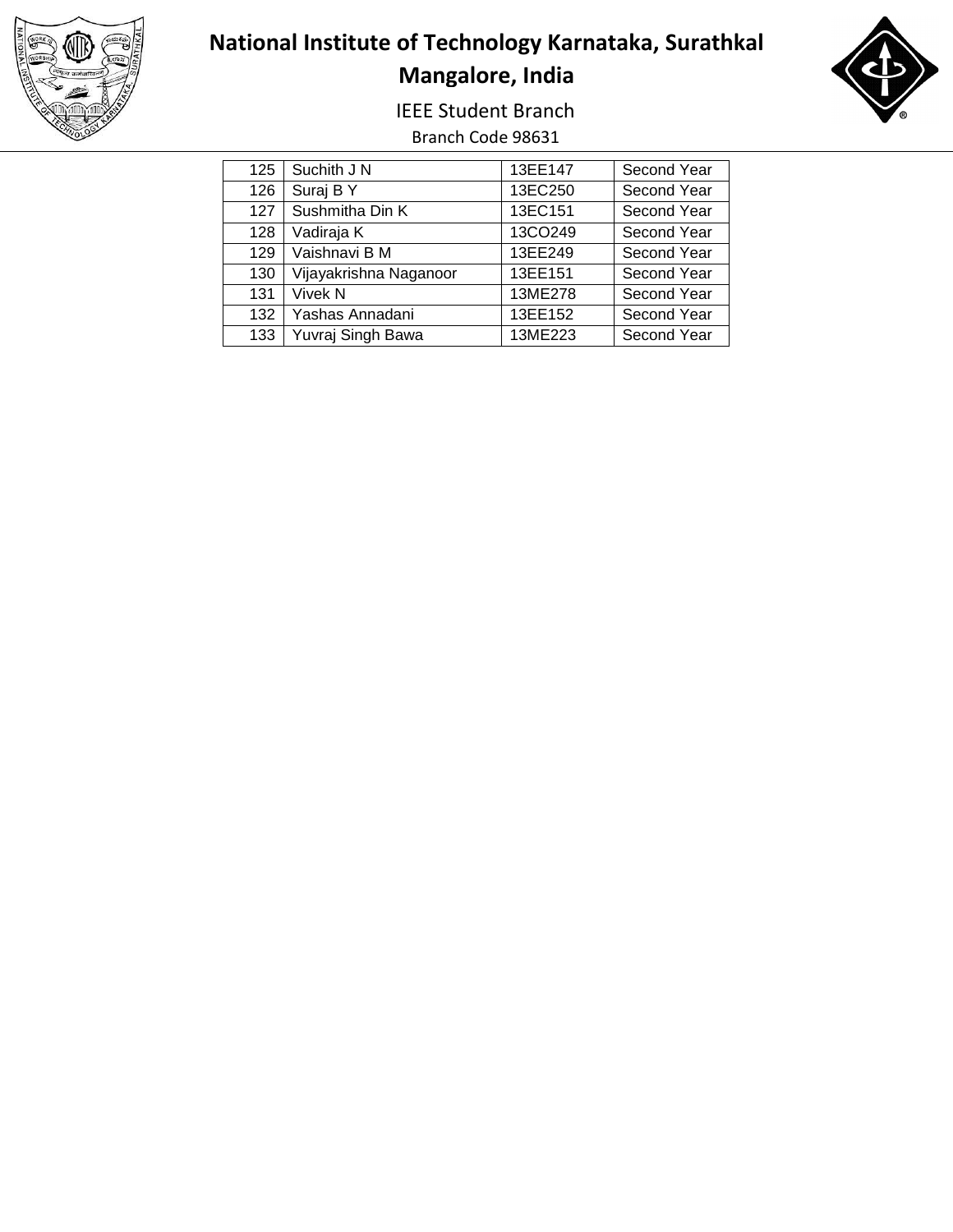| | | | |
|---|---|---|---|
| 125 | Suchith J N | 13EE147 | Second Year |
| 126 | Suraj B Y | 13EC250 | Second Year |
| 127 | Sushmitha Din K | 13EC151 | Second Year |
| 128 | Vadiraja K | 13CO249 | Second Year |
| 129 | Vaishnavi B M | 13EE249 | Second Year |
| 130 | Vijayakrishna Naganoor | 13EE151 | Second Year |
| 131 | Vivek N | 13ME278 | Second Year |
| 132 | Yashas Annadani | 13EE152 | Second Year |
| 133 | Yuvraj Singh Bawa | 13ME223 | Second Year |